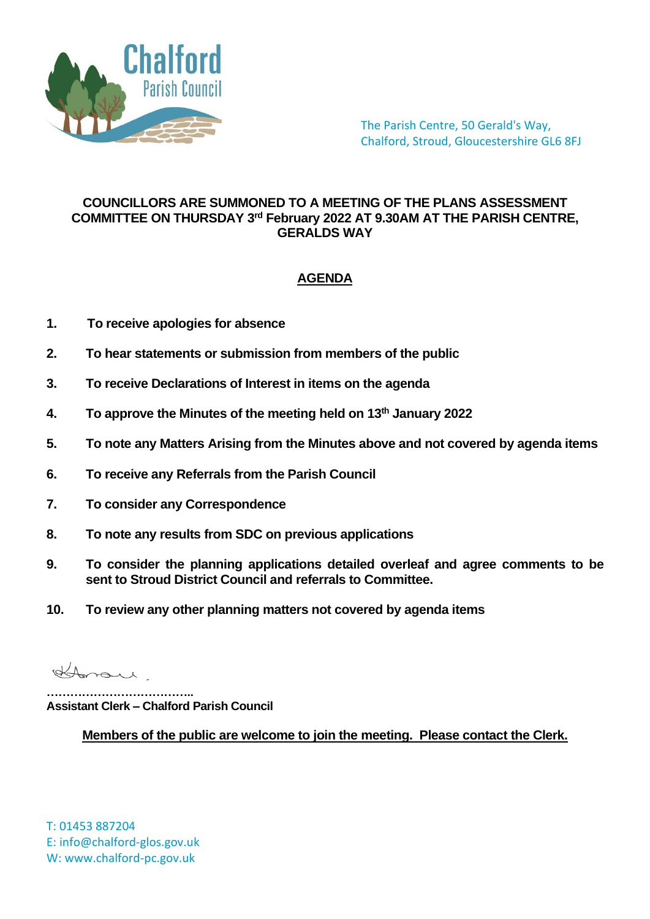Chalford Parish Council

The Parish Centre, 50 Gerald's Way,
Chalford, Stroud, Gloucestershire GL6 8FJ

**COUNCILLORS ARE SUMMONED TO A MEETING OF THE PLANS ASSESSMENT COMMITTEE ON THURSDAY 3rd February 2022 AT 9.30AM AT THE PARISH CENTRE, GERALDS WAY**

## AGENDA

1. **To receive apologies for absence**
2. **To hear statements or submission from members of the public**
3. **To receive Declarations of Interest in items on the agenda**
4. **To approve the Minutes of the meeting held on 13th January 2022**
5. **To note any Matters Arising from the Minutes above and not covered by agenda items**
6. **To receive any Referrals from the Parish Council**
7. **To consider any Correspondence**
8. **To note any results from SDC on previous applications**
9. **To consider the planning applications detailed overleaf and agree comments to be sent to Stroud District Council and referrals to Committee.**
10. **To review any other planning matters not covered by agenda items**

…………………………………..
**Assistant Clerk – Chalford Parish Council**

**Members of the public are welcome to join the meeting. Please contact the Clerk.**

T: 01453 887204
E: info@chalford-glos.gov.uk
W: www.chalford-pc.gov.uk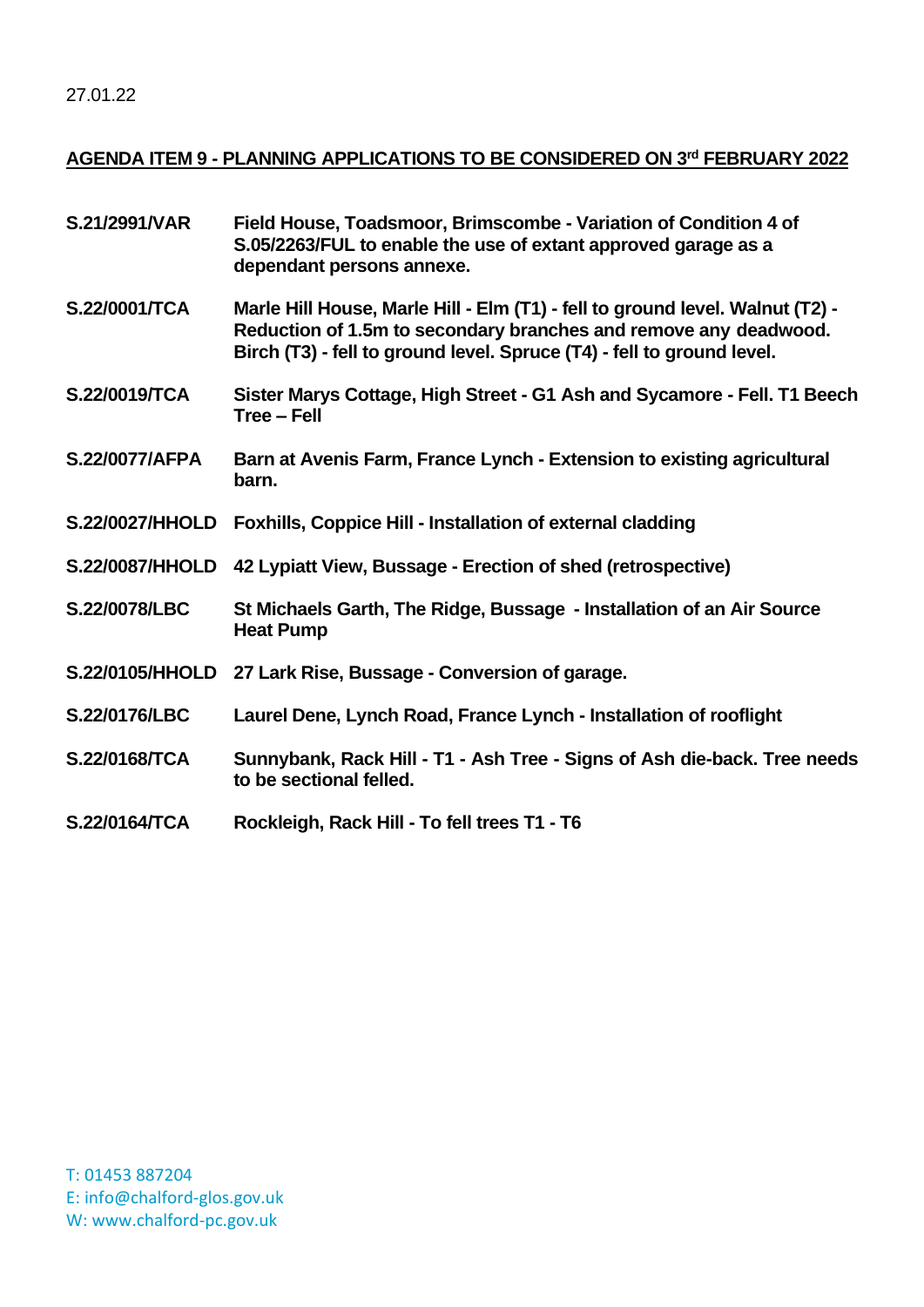27.01.22

**AGENDA ITEM 9 - PLANNING APPLICATIONS TO BE CONSIDERED ON 3rd FEBRUARY 2022**

| | |
|---|---|
| **S.21/2991/VAR** | **Field House, Toadsmoor, Brimscombe - Variation of Condition 4 of S.05/2263/FUL to enable the use of extant approved garage as a dependant persons annexe.** |
| **S.22/0001/TCA** | **Marle Hill House, Marle Hill - Elm (T1) - fell to ground level. Walnut (T2) - Reduction of 1.5m to secondary branches and remove any deadwood. Birch (T3) - fell to ground level. Spruce (T4) - fell to ground level.** |
| **S.22/0019/TCA** | **Sister Marys Cottage, High Street - G1 Ash and Sycamore - Fell. T1 Beech Tree – Fell** |
| **S.22/0077/AFPA** | **Barn at Avenis Farm, France Lynch - Extension to existing agricultural barn.** |
| **S.22/0027/HHOLD** | **Foxhills, Coppice Hill - Installation of external cladding** |
| **S.22/0087/HHOLD** | **42 Lypiatt View, Bussage - Erection of shed (retrospective)** |
| **S.22/0078/LBC** | **St Michaels Garth, The Ridge, Bussage - Installation of an Air Source Heat Pump** |
| **S.22/0105/HHOLD** | **27 Lark Rise, Bussage - Conversion of garage.** |
| **S.22/0176/LBC** | **Laurel Dene, Lynch Road, France Lynch - Installation of rooflight** |
| **S.22/0168/TCA** | **Sunnybank, Rack Hill - T1 - Ash Tree - Signs of Ash die-back. Tree needs to be sectional felled.** |
| **S.22/0164/TCA** | **Rockleigh, Rack Hill - To fell trees T1 - T6** |

T: 01453 887204
E: info@chalford-glos.gov.uk
W: www.chalford-pc.gov.uk